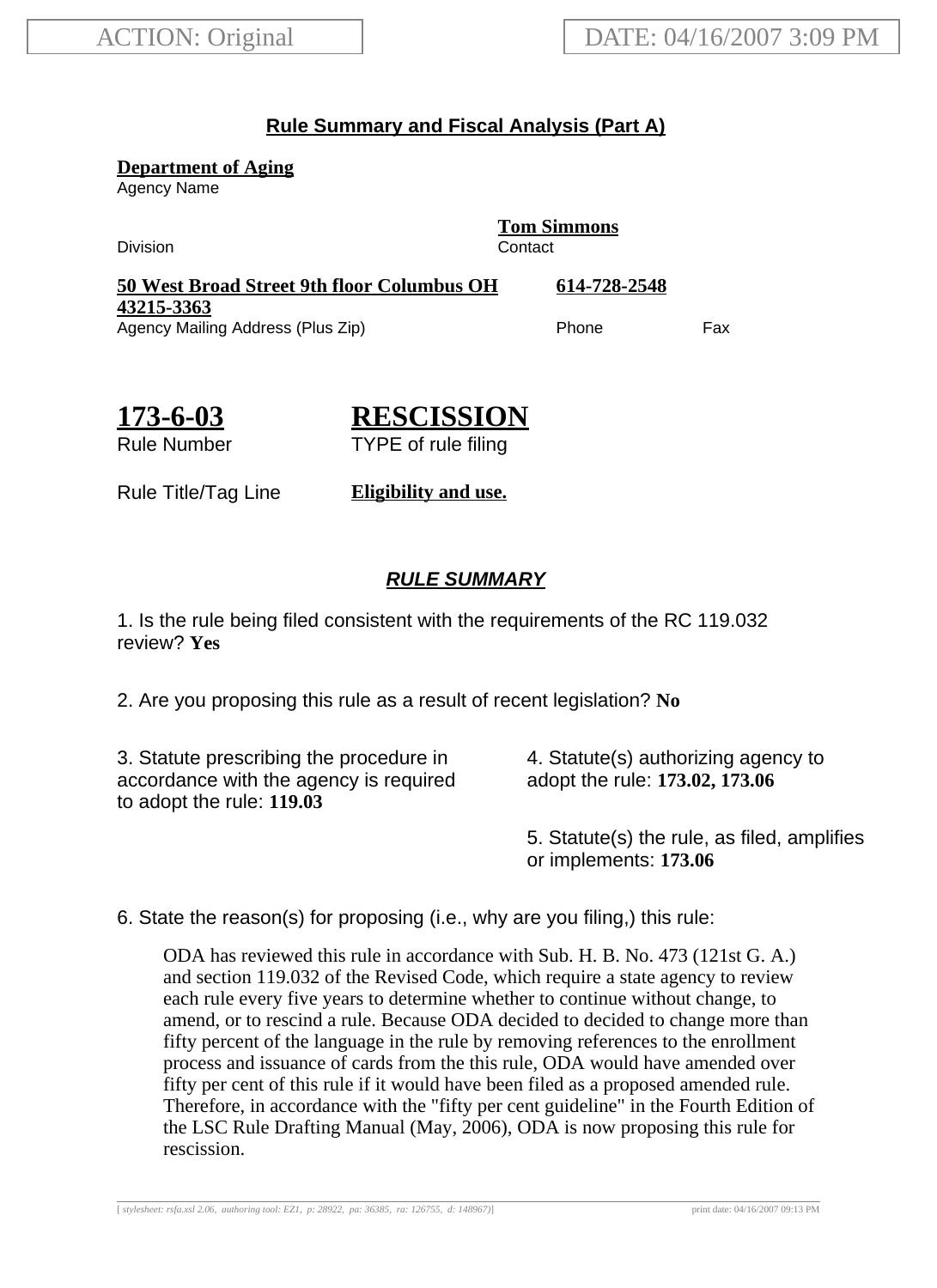ACTION: Original

DATE: 04/16/2007 3:09 PM

## Rule Summary and Fiscal Analysis (Part A)

**Department of Aging**
Agency Name

Division

**Tom Simmons**
Contact

**50 West Broad Street 9th floor Columbus OH 43215-3363**
Agency Mailing Address (Plus Zip)

**614-728-2548**
Phone

Fax

# 173-6-03

Rule Number

# RESCISSION

TYPE of rule filing

Rule Title/Tag Line **Eligibility and use.**

### *RULE SUMMARY*

1. Is the rule being filed consistent with the requirements of the RC 119.032 review? **Yes**

2. Are you proposing this rule as a result of recent legislation? **No**

3. Statute prescribing the procedure in accordance with the agency is required to adopt the rule: **119.03**

4. Statute(s) authorizing agency to adopt the rule: **173.02, 173.06**

5. Statute(s) the rule, as filed, amplifies or implements: **173.06**

6. State the reason(s) for proposing (i.e., why are you filing,) this rule:

ODA has reviewed this rule in accordance with Sub. H. B. No. 473 (121st G. A.) and section 119.032 of the Revised Code, which require a state agency to review each rule every five years to determine whether to continue without change, to amend, or to rescind a rule. Because ODA decided to decided to change more than fifty percent of the language in the rule by removing references to the enrollment process and issuance of cards from the this rule, ODA would have amended over fifty per cent of this rule if it would have been filed as a proposed amended rule. Therefore, in accordance with the "fifty per cent guideline" in the Fourth Edition of the LSC Rule Drafting Manual (May, 2006), ODA is now proposing this rule for rescission.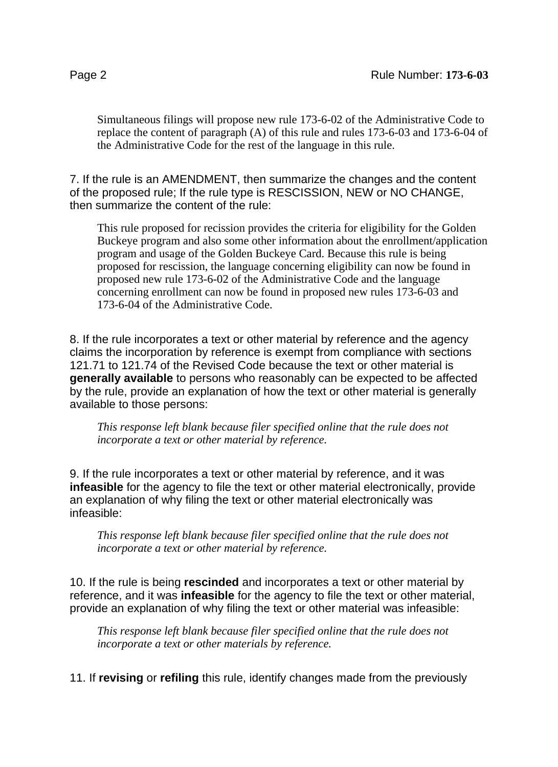Simultaneous filings will propose new rule 173-6-02 of the Administrative Code to replace the content of paragraph (A) of this rule and rules 173-6-03 and 173-6-04 of the Administrative Code for the rest of the language in this rule.

7. If the rule is an AMENDMENT, then summarize the changes and the content of the proposed rule; If the rule type is RESCISSION, NEW or NO CHANGE, then summarize the content of the rule:

This rule proposed for recission provides the criteria for eligibility for the Golden Buckeye program and also some other information about the enrollment/application program and usage of the Golden Buckeye Card. Because this rule is being proposed for rescission, the language concerning eligibility can now be found in proposed new rule 173-6-02 of the Administrative Code and the language concerning enrollment can now be found in proposed new rules 173-6-03 and 173-6-04 of the Administrative Code.

8. If the rule incorporates a text or other material by reference and the agency claims the incorporation by reference is exempt from compliance with sections 121.71 to 121.74 of the Revised Code because the text or other material is **generally available** to persons who reasonably can be expected to be affected by the rule, provide an explanation of how the text or other material is generally available to those persons:

*This response left blank because filer specified online that the rule does not incorporate a text or other material by reference.*

9. If the rule incorporates a text or other material by reference, and it was **infeasible** for the agency to file the text or other material electronically, provide an explanation of why filing the text or other material electronically was infeasible:

*This response left blank because filer specified online that the rule does not incorporate a text or other material by reference.*

10. If the rule is being **rescinded** and incorporates a text or other material by reference, and it was **infeasible** for the agency to file the text or other material, provide an explanation of why filing the text or other material was infeasible:

*This response left blank because filer specified online that the rule does not incorporate a text or other materials by reference.*

11. If **revising** or **refiling** this rule, identify changes made from the previously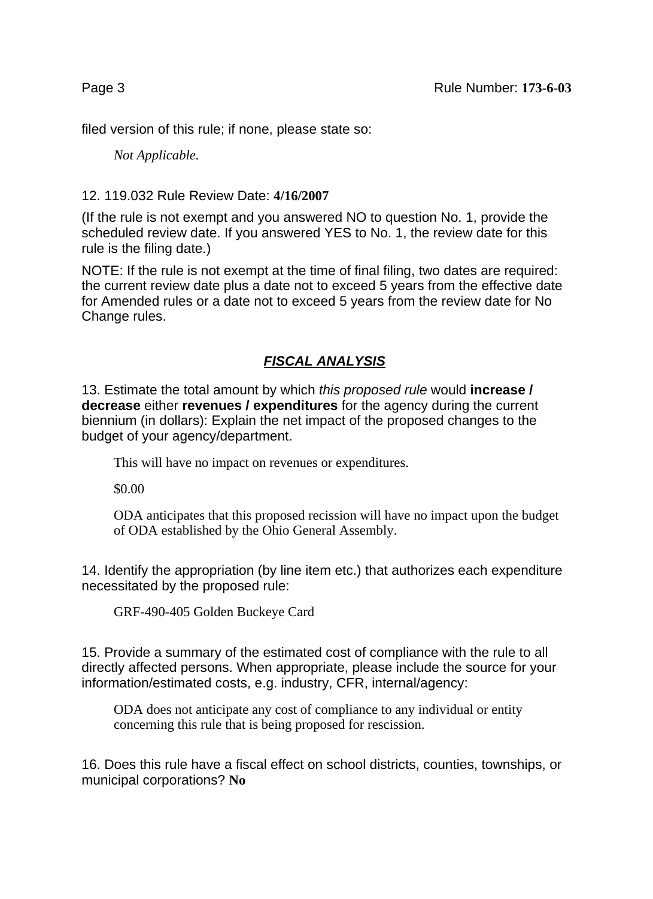filed version of this rule; if none, please state so:

*Not Applicable.*

12. 119.032 Rule Review Date: **4/16/2007**

(If the rule is not exempt and you answered NO to question No. 1, provide the scheduled review date. If you answered YES to No. 1, the review date for this rule is the filing date.)

NOTE: If the rule is not exempt at the time of final filing, two dates are required: the current review date plus a date not to exceed 5 years from the effective date for Amended rules or a date not to exceed 5 years from the review date for No Change rules.

## ***FISCAL ANALYSIS***

13. Estimate the total amount by which *this proposed rule* would **increase / decrease** either **revenues / expenditures** for the agency during the current biennium (in dollars): Explain the net impact of the proposed changes to the budget of your agency/department.

This will have no impact on revenues or expenditures.

$0.00

ODA anticipates that this proposed recission will have no impact upon the budget of ODA established by the Ohio General Assembly.

14. Identify the appropriation (by line item etc.) that authorizes each expenditure necessitated by the proposed rule:

GRF-490-405 Golden Buckeye Card

15. Provide a summary of the estimated cost of compliance with the rule to all directly affected persons. When appropriate, please include the source for your information/estimated costs, e.g. industry, CFR, internal/agency:

ODA does not anticipate any cost of compliance to any individual or entity concerning this rule that is being proposed for rescission.

16. Does this rule have a fiscal effect on school districts, counties, townships, or municipal corporations? **No**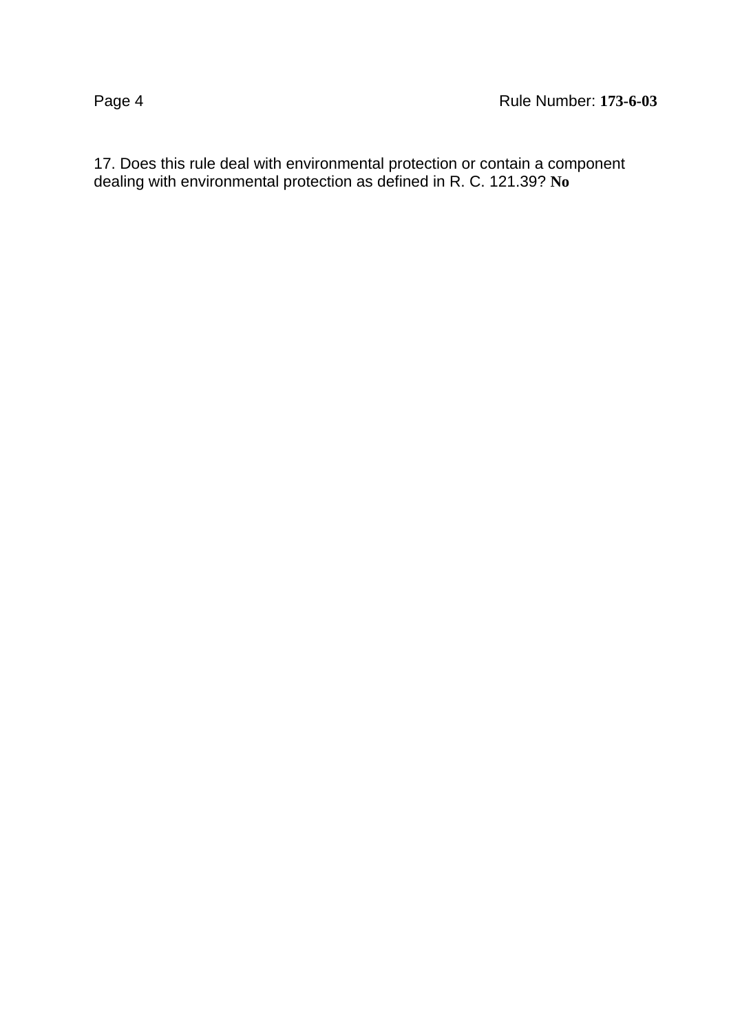17. Does this rule deal with environmental protection or contain a component dealing with environmental protection as defined in R. C. 121.39? **No**